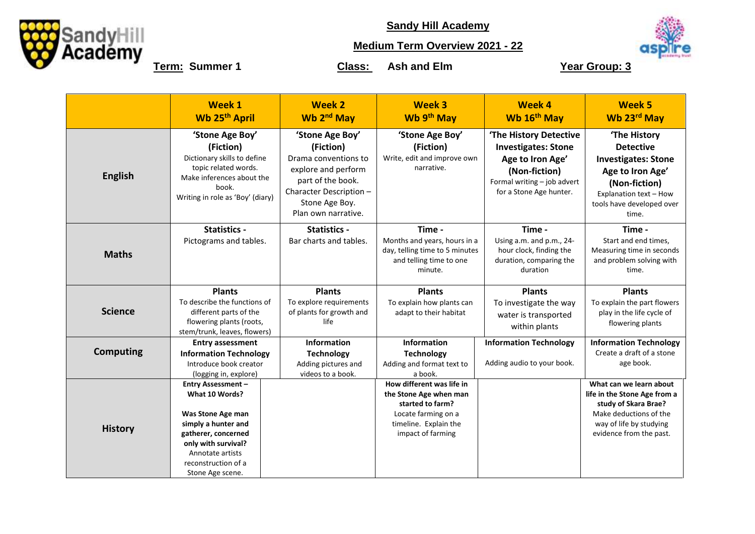# Sandy Hill Academy

## Medium Term Overview 2021 - 22

**Term:** Summer 1 **Class:** Ash and Elm **Year Group: 3**

| | Week 1<br>Wb 25th April | Week 2<br>Wb 2nd May | Week 3<br>Wb 9th May | Week 4<br>Wb 16th May | Week 5<br>Wb 23rd May |
|---|---|---|---|---|---|
| **English** | **'Stone Age Boy' (Fiction)**<br>Dictionary skills to define topic related words.<br>Make inferences about the book.<br>Writing in role as 'Boy' (diary) | **'Stone Age Boy' (Fiction)**<br>Drama conventions to explore and perform part of the book.<br>Character Description – Stone Age Boy.<br>Plan own narrative. | **'Stone Age Boy' (Fiction)**<br>Write, edit and improve own narrative. | **'The History Detective Investigates: Stone Age to Iron Age' (Non-fiction)**<br>Formal writing – job advert for a Stone Age hunter. | **'The History Detective Investigates: Stone Age to Iron Age' (Non-fiction)**<br>Explanation text – How tools have developed over time. |
| **Maths** | **Statistics -**<br>Pictograms and tables. | **Statistics -**<br>Bar charts and tables. | **Time -**<br>Months and years, hours in a day, telling time to 5 minutes and telling time to one minute. | **Time -**<br>Using a.m. and p.m., 24-hour clock, finding the duration, comparing the duration | **Time -**<br>Start and end times, Measuring time in seconds and problem solving with time. |
| **Science** | **Plants**<br>To describe the functions of different parts of the flowering plants (roots, stem/trunk, leaves, flowers) | **Plants**<br>To explore requirements of plants for growth and life | **Plants**<br>To explain how plants can adapt to their habitat | **Plants**<br>To investigate the way water is transported within plants | **Plants**<br>To explain the part flowers play in the life cycle of flowering plants |
| **Computing** | **Entry assessment**<br>**Information Technology**<br>Introduce book creator (logging in, explore) | **Information Technology**<br>Adding pictures and videos to a book. | **Information Technology**<br>Adding and format text to a book. | **Information Technology**<br>Adding audio to your book. | **Information Technology**<br>Create a draft of a stone age book. |
| **History** | **Entry Assessment – What 10 Words?**<br><br>**Was Stone Age man simply a hunter and gatherer, concerned only with survival?**<br>Annotate artists reconstruction of a Stone Age scene. | | **How different was life in the Stone Age when man started to farm?**<br>Locate farming on a timeline. Explain the impact of farming | | **What can we learn about life in the Stone Age from a study of Skara Brae?**<br>Make deductions of the way of life by studying evidence from the past. |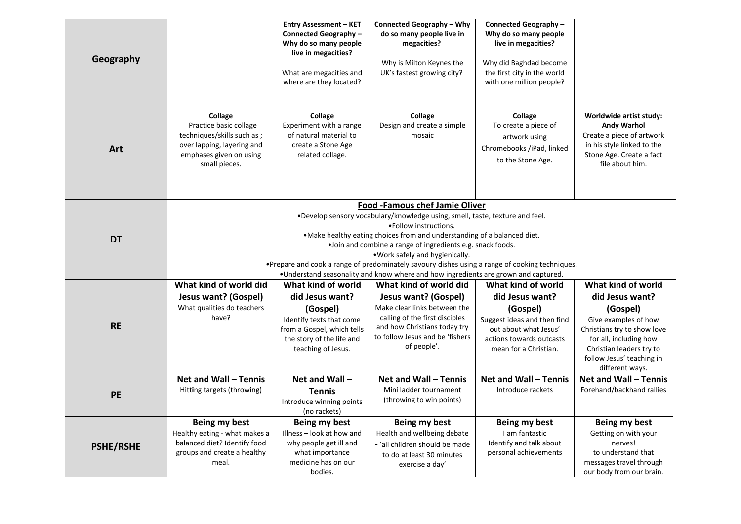| Geography | | **Entry Assessment – KET Connected Geography – Why do so many people live in megacities?**<br><br>What are megacities and where are they located? | **Connected Geography – Why do so many people live in megacities?**<br><br>Why is Milton Keynes the UK's fastest growing city? | **Connected Geography – Why do so many people live in megacities?**<br><br>Why did Baghdad become the first city in the world with one million people? | |
|---|---|---|---|---|---|
| **Art** | **Collage**<br>Practice basic collage techniques/skills such as ; over lapping, layering and emphases given on using small pieces. | **Collage**<br>Experiment with a range of natural material to create a Stone Age related collage. | **Collage**<br>Design and create a simple mosaic | **Collage**<br>To create a piece of artwork using Chromebooks /iPad, linked to the Stone Age. | **Worldwide artist study: Andy Warhol**<br>Create a piece of artwork in his style linked to the Stone Age. Create a fact file about him. |
| **DT** | **Food -Famous chef Jamie Oliver**<br>•Develop sensory vocabulary/knowledge using, smell, taste, texture and feel.<br>•Follow instructions.<br>•Make healthy eating choices from and understanding of a balanced diet.<br>•Join and combine a range of ingredients e.g. snack foods.<br>•Work safely and hygienically.<br>•Prepare and cook a range of predominately savoury dishes using a range of cooking techniques.<br>•Understand seasonality and know where and how ingredients are grown and captured. | | | | |
| **RE** | **What kind of world did Jesus want? (Gospel)**<br>What qualities do teachers have? | **What kind of world did Jesus want? (Gospel)**<br>Identify texts that come from a Gospel, which tells the story of the life and teaching of Jesus. | **What kind of world did Jesus want? (Gospel)**<br>Make clear links between the calling of the first disciples and how Christians today try to follow Jesus and be 'fishers of people'. | **What kind of world did Jesus want? (Gospel)**<br>Suggest ideas and then find out about what Jesus' actions towards outcasts mean for a Christian. | **What kind of world did Jesus want? (Gospel)**<br>Give examples of how Christians try to show love for all, including how Christian leaders try to follow Jesus' teaching in different ways. |
| **PE** | **Net and Wall – Tennis**<br>Hitting targets (throwing) | **Net and Wall – Tennis**<br>Introduce winning points (no rackets) | **Net and Wall – Tennis**<br>Mini ladder tournament (throwing to win points) | **Net and Wall – Tennis**<br>Introduce rackets | **Net and Wall – Tennis**<br>Forehand/backhand rallies |
| **PSHE/RSHE** | **Being my best**<br>Healthy eating - what makes a balanced diet? Identify food groups and create a healthy meal. | **Being my best**<br>Illness – look at how and why people get ill and what importance medicine has on our bodies. | **Being my best**<br>Health and wellbeing debate - 'all children should be made to do at least 30 minutes exercise a day' | **Being my best**<br>I am fantastic<br>Identify and talk about personal achievements | **Being my best**<br>Getting on with your nerves!<br>to understand that messages travel through our body from our brain. |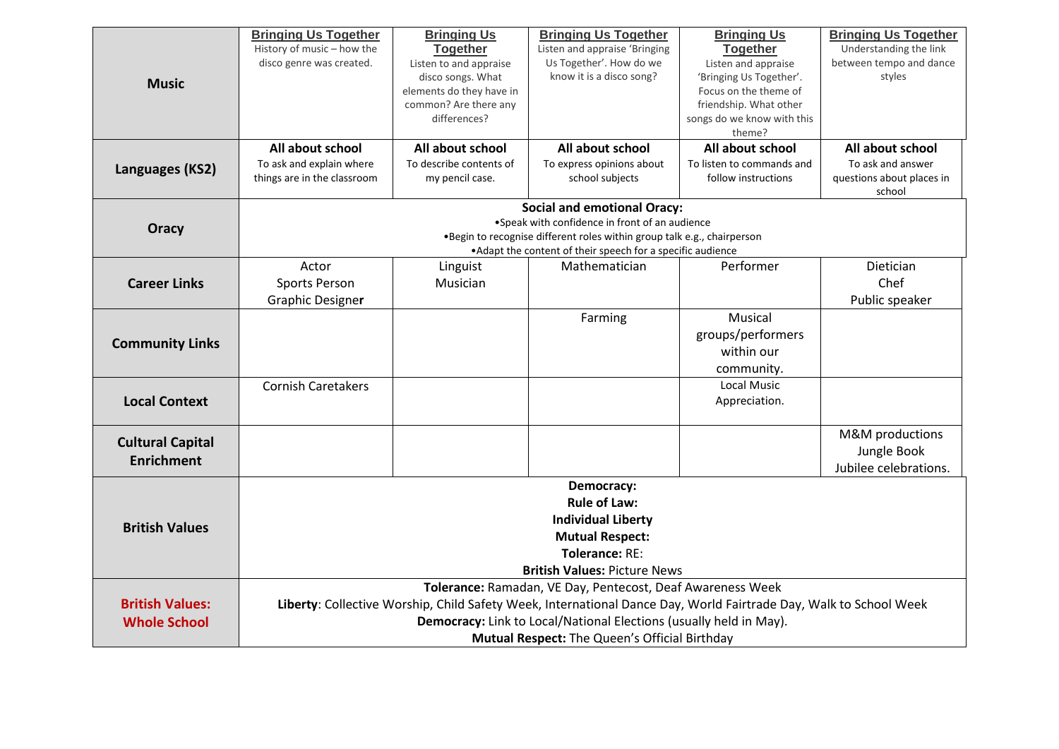| | | | | | |
|---|---|---|---|---|---|
| **Music** | **Bringing Us Together** History of music – how the disco genre was created. | **Bringing Us Together** Listen to and appraise disco songs. What elements do they have in common? Are there any differences? | **Bringing Us Together** Listen and appraise 'Bringing Us Together'. How do we know it is a disco song? | **Bringing Us Together** Listen and appraise 'Bringing Us Together'. Focus on the theme of friendship. What other songs do we know with this theme? | **Bringing Us Together** Understanding the link between tempo and dance styles |
| **Languages (KS2)** | **All about school** To ask and explain where things are in the classroom | **All about school** To describe contents of my pencil case. | **All about school** To express opinions about school subjects | **All about school** To listen to commands and follow instructions | **All about school** To ask and answer questions about places in school |
| **Oracy** | **Social and emotional Oracy:** •Speak with confidence in front of an audience •Begin to recognise different roles within group talk e.g., chairperson •Adapt the content of their speech for a specific audience | | | | |
| **Career Links** | Actor Sports Person Graphic Designer | Linguist Musician | Mathematician | Performer | Dietician Chef Public speaker |
| **Community Links** | | | Farming | Musical groups/performers within our community. | |
| **Local Context** | Cornish Caretakers | | | Local Music Appreciation. | |
| **Cultural Capital Enrichment** | | | | | M&M productions Jungle Book Jubilee celebrations. |
| **British Values** | **Democracy:** **Rule of Law:** **Individual Liberty** **Mutual Respect:** **Tolerance:** RE: **British Values:** Picture News | | | | |
| **British Values: Whole School** | **Tolerance:** Ramadan, VE Day, Pentecost, Deaf Awareness Week **Liberty**: Collective Worship, Child Safety Week, International Dance Day, World Fairtrade Day, Walk to School Week **Democracy:** Link to Local/National Elections (usually held in May). **Mutual Respect:** The Queen's Official Birthday | | | | |